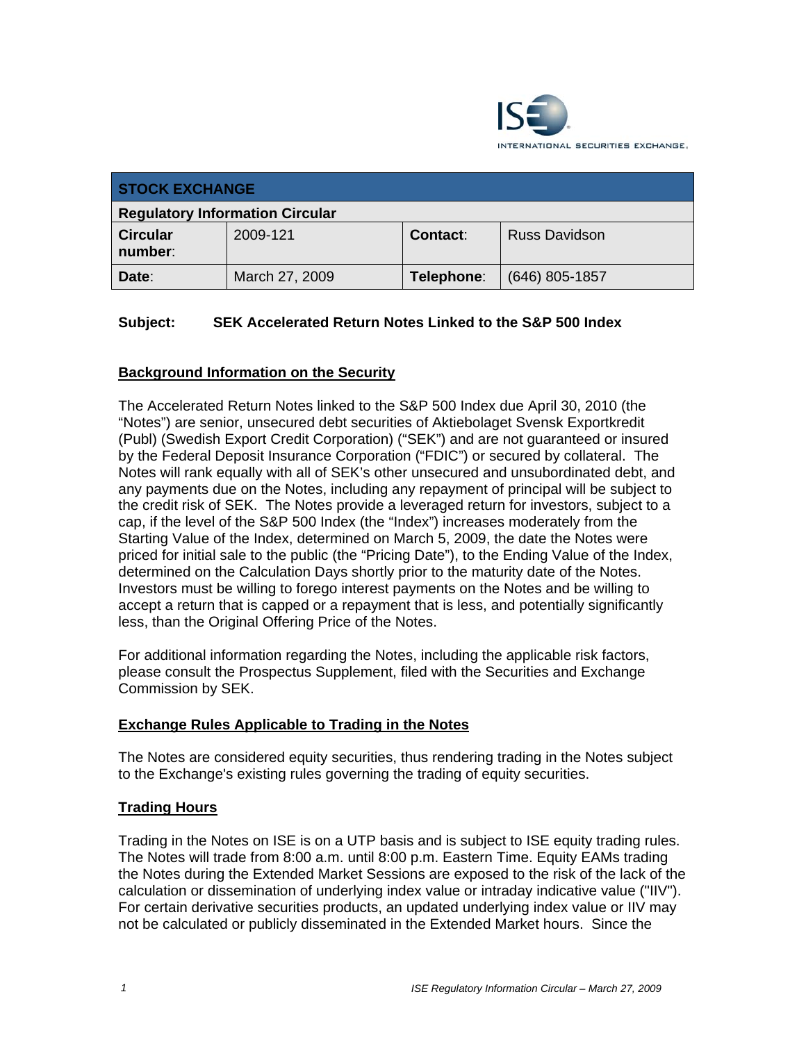ISE INTERNATIONAL SECURITIES EXCHANGE.

| STOCK EXCHANGE | | | |
|---|---|---|---|
| **Regulatory Information Circular** | | | |
| **Circular number**: | 2009-121 | **Contact**: | Russ Davidson |
| **Date**: | March 27, 2009 | **Telephone**: | (646) 805-1857 |

**Subject: SEK Accelerated Return Notes Linked to the S&P 500 Index**

## Background Information on the Security

The Accelerated Return Notes linked to the S&P 500 Index due April 30, 2010 (the "Notes") are senior, unsecured debt securities of Aktiebolaget Svensk Exportkredit (Publ) (Swedish Export Credit Corporation) ("SEK") and are not guaranteed or insured by the Federal Deposit Insurance Corporation ("FDIC") or secured by collateral. The Notes will rank equally with all of SEK's other unsecured and unsubordinated debt, and any payments due on the Notes, including any repayment of principal will be subject to the credit risk of SEK. The Notes provide a leveraged return for investors, subject to a cap, if the level of the S&P 500 Index (the "Index") increases moderately from the Starting Value of the Index, determined on March 5, 2009, the date the Notes were priced for initial sale to the public (the "Pricing Date"), to the Ending Value of the Index, determined on the Calculation Days shortly prior to the maturity date of the Notes. Investors must be willing to forego interest payments on the Notes and be willing to accept a return that is capped or a repayment that is less, and potentially significantly less, than the Original Offering Price of the Notes.

For additional information regarding the Notes, including the applicable risk factors, please consult the Prospectus Supplement, filed with the Securities and Exchange Commission by SEK.

## Exchange Rules Applicable to Trading in the Notes

The Notes are considered equity securities, thus rendering trading in the Notes subject to the Exchange's existing rules governing the trading of equity securities.

## Trading Hours

Trading in the Notes on ISE is on a UTP basis and is subject to ISE equity trading rules. The Notes will trade from 8:00 a.m. until 8:00 p.m. Eastern Time. Equity EAMs trading the Notes during the Extended Market Sessions are exposed to the risk of the lack of the calculation or dissemination of underlying index value or intraday indicative value ("IIV"). For certain derivative securities products, an updated underlying index value or IIV may not be calculated or publicly disseminated in the Extended Market hours. Since the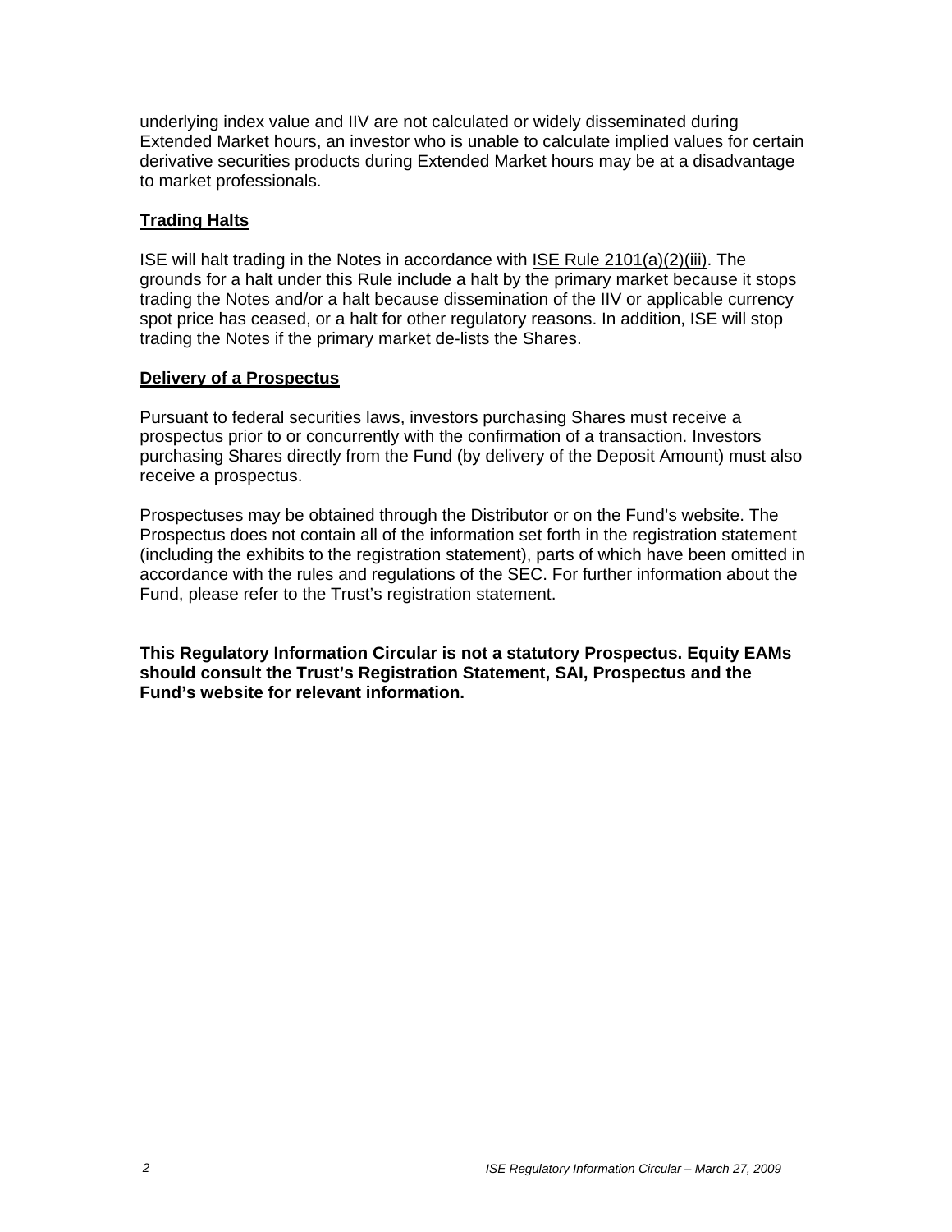underlying index value and IIV are not calculated or widely disseminated during Extended Market hours, an investor who is unable to calculate implied values for certain derivative securities products during Extended Market hours may be at a disadvantage to market professionals.

## Trading Halts

ISE will halt trading in the Notes in accordance with ISE Rule 2101(a)(2)(iii). The grounds for a halt under this Rule include a halt by the primary market because it stops trading the Notes and/or a halt because dissemination of the IIV or applicable currency spot price has ceased, or a halt for other regulatory reasons. In addition, ISE will stop trading the Notes if the primary market de-lists the Shares.

## Delivery of a Prospectus

Pursuant to federal securities laws, investors purchasing Shares must receive a prospectus prior to or concurrently with the confirmation of a transaction. Investors purchasing Shares directly from the Fund (by delivery of the Deposit Amount) must also receive a prospectus.

Prospectuses may be obtained through the Distributor or on the Fund's website. The Prospectus does not contain all of the information set forth in the registration statement (including the exhibits to the registration statement), parts of which have been omitted in accordance with the rules and regulations of the SEC. For further information about the Fund, please refer to the Trust's registration statement.

**This Regulatory Information Circular is not a statutory Prospectus. Equity EAMs should consult the Trust's Registration Statement, SAI, Prospectus and the Fund's website for relevant information.**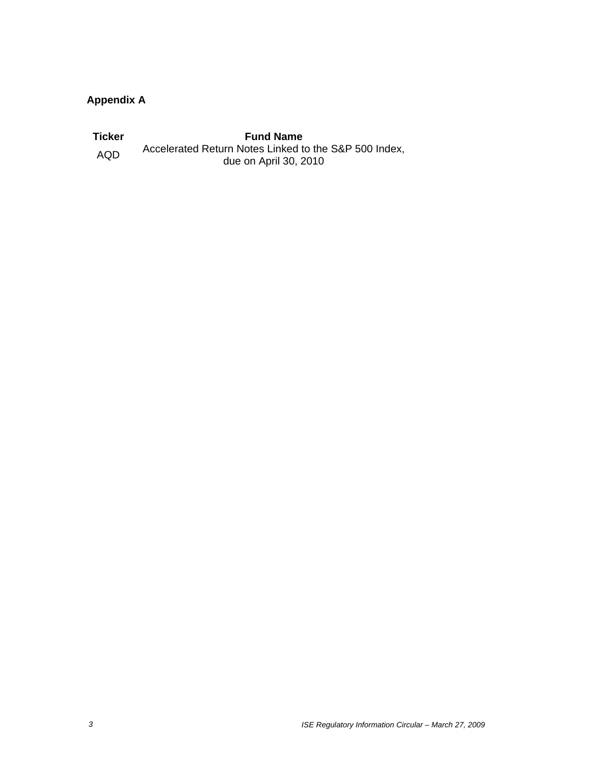**Appendix A**

| Ticker | Fund Name |
|---|---|
| AQD | Accelerated Return Notes Linked to the S&P 500 Index, due on April 30, 2010 |